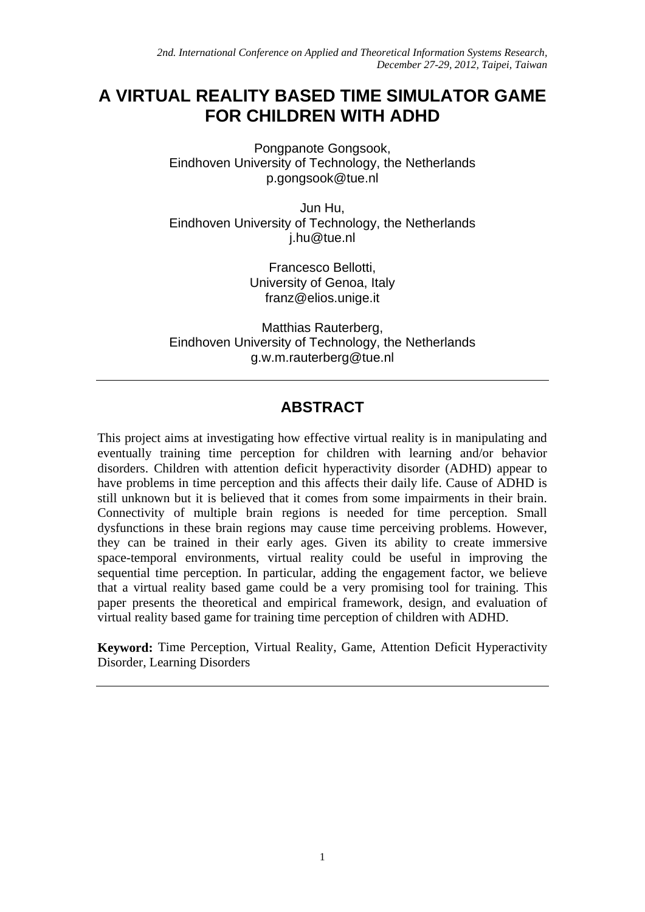*2nd. International Conference on Applied and Theoretical Information Systems Research, December 27-29, 2012, Taipei, Taiwan*

# A VIRTUAL REALITY BASED TIME SIMULATOR GAME FOR CHILDREN WITH ADHD

Pongpanote Gongsook,
Eindhoven University of Technology, the Netherlands
p.gongsook@tue.nl

Jun Hu,
Eindhoven University of Technology, the Netherlands
j.hu@tue.nl

Francesco Bellotti,
University of Genoa, Italy
franz@elios.unige.it

Matthias Rauterberg,
Eindhoven University of Technology, the Netherlands
g.w.m.rauterberg@tue.nl

---

## ABSTRACT

This project aims at investigating how effective virtual reality is in manipulating and eventually training time perception for children with learning and/or behavior disorders. Children with attention deficit hyperactivity disorder (ADHD) appear to have problems in time perception and this affects their daily life. Cause of ADHD is still unknown but it is believed that it comes from some impairments in their brain. Connectivity of multiple brain regions is needed for time perception. Small dysfunctions in these brain regions may cause time perceiving problems. However, they can be trained in their early ages. Given its ability to create immersive space-temporal environments, virtual reality could be useful in improving the sequential time perception. In particular, adding the engagement factor, we believe that a virtual reality based game could be a very promising tool for training. This paper presents the theoretical and empirical framework, design, and evaluation of virtual reality based game for training time perception of children with ADHD.

**Keyword:** Time Perception, Virtual Reality, Game, Attention Deficit Hyperactivity Disorder, Learning Disorders

---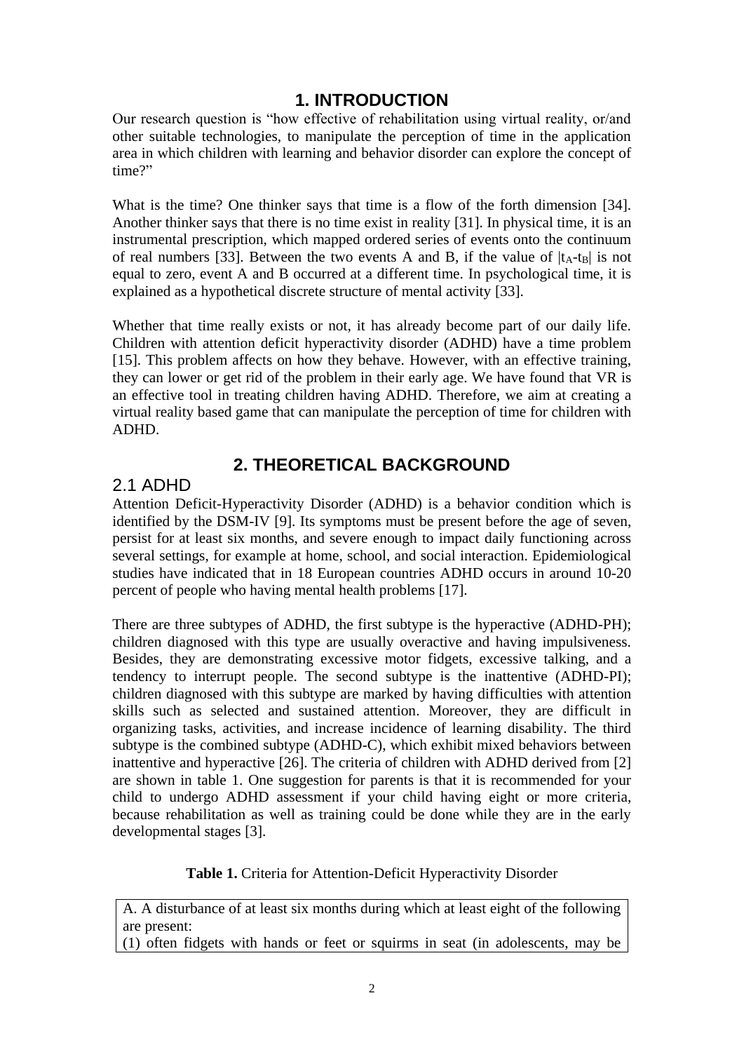# 1. INTRODUCTION

Our research question is "how effective of rehabilitation using virtual reality, or/and other suitable technologies, to manipulate the perception of time in the application area in which children with learning and behavior disorder can explore the concept of time?"

What is the time? One thinker says that time is a flow of the forth dimension [34]. Another thinker says that there is no time exist in reality [31]. In physical time, it is an instrumental prescription, which mapped ordered series of events onto the continuum of real numbers [33]. Between the two events A and B, if the value of $|t_A - t_B|$ is not equal to zero, event A and B occurred at a different time. In psychological time, it is explained as a hypothetical discrete structure of mental activity [33].

Whether that time really exists or not, it has already become part of our daily life. Children with attention deficit hyperactivity disorder (ADHD) have a time problem [15]. This problem affects on how they behave. However, with an effective training, they can lower or get rid of the problem in their early age. We have found that VR is an effective tool in treating children having ADHD. Therefore, we aim at creating a virtual reality based game that can manipulate the perception of time for children with ADHD.

# 2. THEORETICAL BACKGROUND

## 2.1 ADHD

Attention Deficit-Hyperactivity Disorder (ADHD) is a behavior condition which is identified by the DSM-IV [9]. Its symptoms must be present before the age of seven, persist for at least six months, and severe enough to impact daily functioning across several settings, for example at home, school, and social interaction. Epidemiological studies have indicated that in 18 European countries ADHD occurs in around 10-20 percent of people who having mental health problems [17].

There are three subtypes of ADHD, the first subtype is the hyperactive (ADHD-PH); children diagnosed with this type are usually overactive and having impulsiveness. Besides, they are demonstrating excessive motor fidgets, excessive talking, and a tendency to interrupt people. The second subtype is the inattentive (ADHD-PI); children diagnosed with this subtype are marked by having difficulties with attention skills such as selected and sustained attention. Moreover, they are difficult in organizing tasks, activities, and increase incidence of learning disability. The third subtype is the combined subtype (ADHD-C), which exhibit mixed behaviors between inattentive and hyperactive [26]. The criteria of children with ADHD derived from [2] are shown in table 1. One suggestion for parents is that it is recommended for your child to undergo ADHD assessment if your child having eight or more criteria, because rehabilitation as well as training could be done while they are in the early developmental stages [3].

**Table 1.** Criteria for Attention-Deficit Hyperactivity Disorder

| A. A disturbance of at least six months during which at least eight of the following are present: |
|---|
| (1) often fidgets with hands or feet or squirms in seat (in adolescents, may be |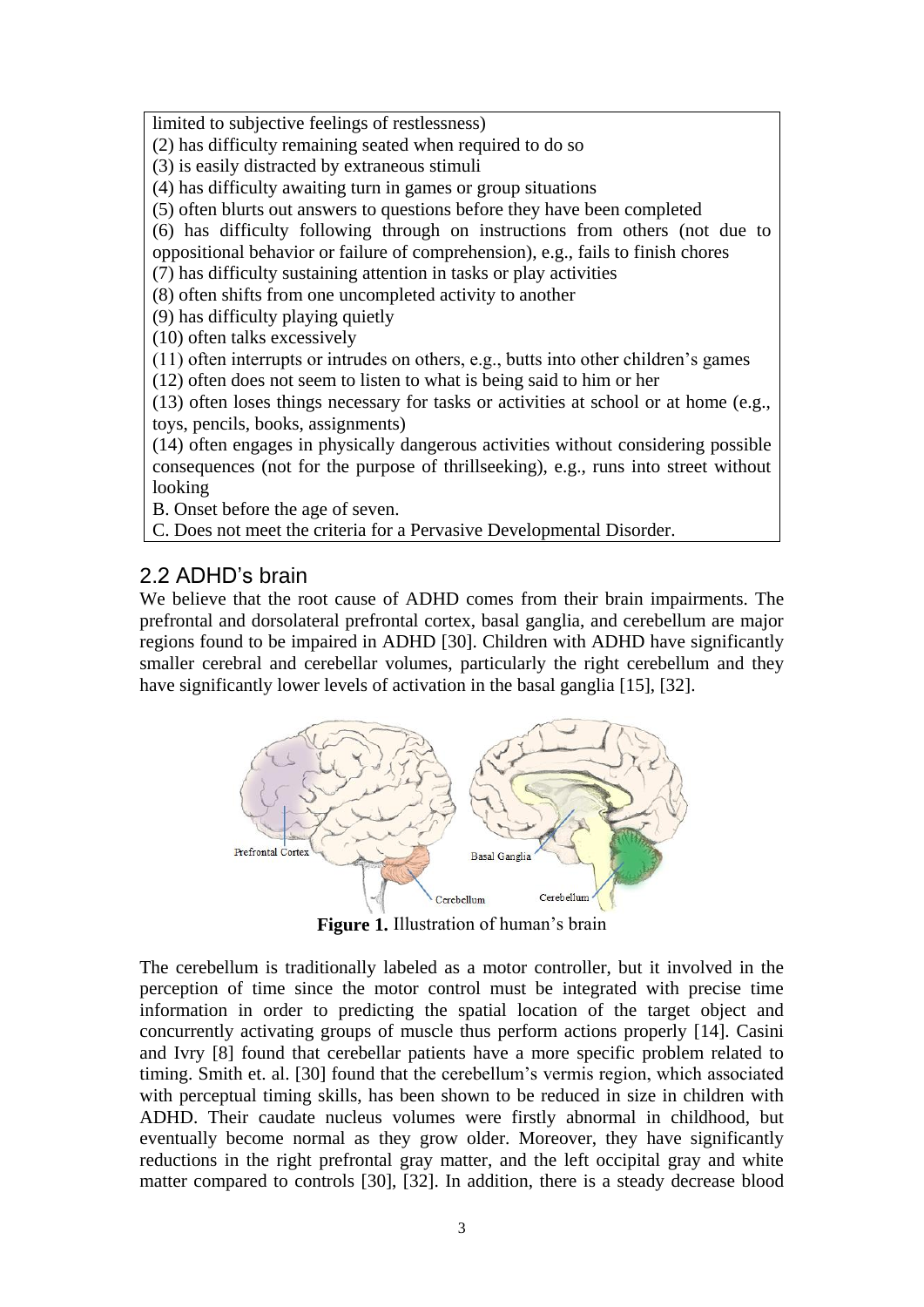limited to subjective feelings of restlessness)
(2) has difficulty remaining seated when required to do so
(3) is easily distracted by extraneous stimuli
(4) has difficulty awaiting turn in games or group situations
(5) often blurts out answers to questions before they have been completed
(6) has difficulty following through on instructions from others (not due to oppositional behavior or failure of comprehension), e.g., fails to finish chores
(7) has difficulty sustaining attention in tasks or play activities
(8) often shifts from one uncompleted activity to another
(9) has difficulty playing quietly
(10) often talks excessively
(11) often interrupts or intrudes on others, e.g., butts into other children's games
(12) often does not seem to listen to what is being said to him or her
(13) often loses things necessary for tasks or activities at school or at home (e.g., toys, pencils, books, assignments)
(14) often engages in physically dangerous activities without considering possible consequences (not for the purpose of thrillseeking), e.g., runs into street without looking
B. Onset before the age of seven.
C. Does not meet the criteria for a Pervasive Developmental Disorder.

## 2.2 ADHD's brain

We believe that the root cause of ADHD comes from their brain impairments. The prefrontal and dorsolateral prefrontal cortex, basal ganglia, and cerebellum are major regions found to be impaired in ADHD [30]. Children with ADHD have significantly smaller cerebral and cerebellar volumes, particularly the right cerebellum and they have significantly lower levels of activation in the basal ganglia [15], [32].

**Figure 1.** Illustration of human's brain

The cerebellum is traditionally labeled as a motor controller, but it involved in the perception of time since the motor control must be integrated with precise time information in order to predicting the spatial location of the target object and concurrently activating groups of muscle thus perform actions properly [14]. Casini and Ivry [8] found that cerebellar patients have a more specific problem related to timing. Smith et. al. [30] found that the cerebellum's vermis region, which associated with perceptual timing skills, has been shown to be reduced in size in children with ADHD. Their caudate nucleus volumes were firstly abnormal in childhood, but eventually become normal as they grow older. Moreover, they have significantly reductions in the right prefrontal gray matter, and the left occipital gray and white matter compared to controls [30], [32]. In addition, there is a steady decrease blood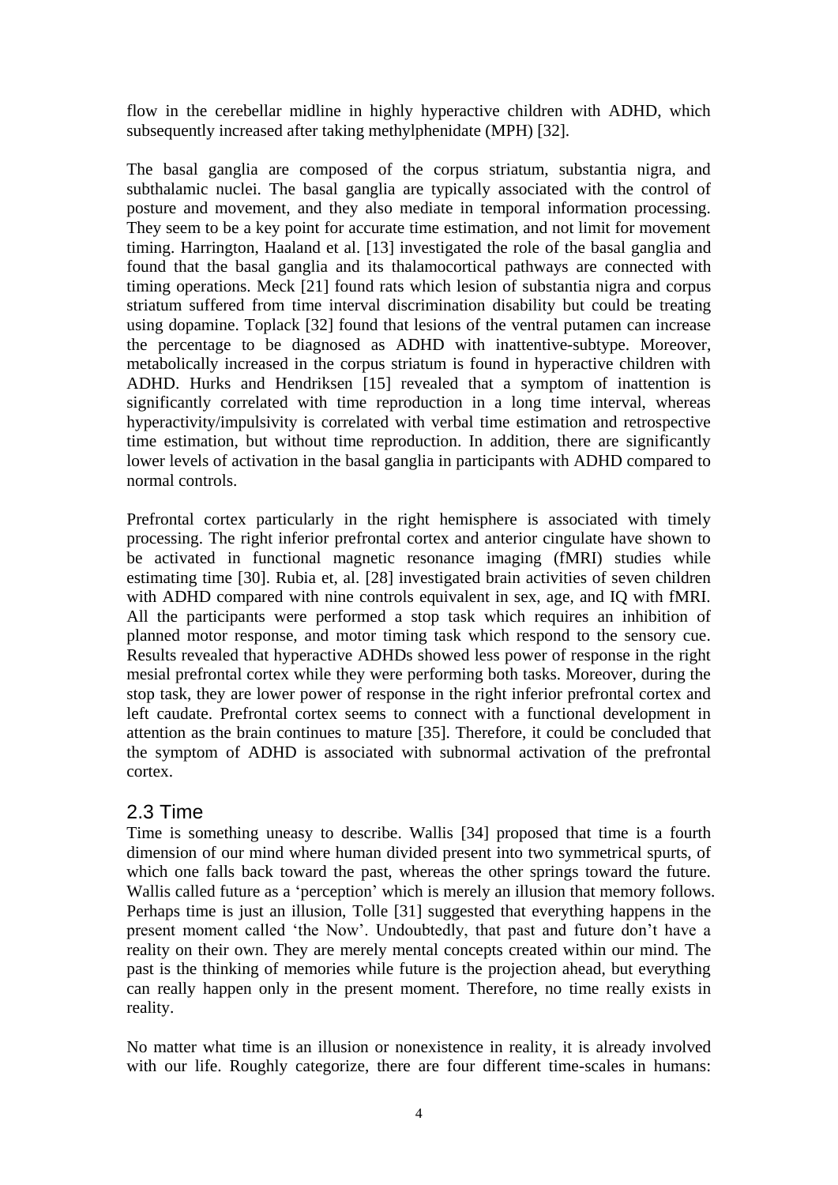flow in the cerebellar midline in highly hyperactive children with ADHD, which subsequently increased after taking methylphenidate (MPH) [32].

The basal ganglia are composed of the corpus striatum, substantia nigra, and subthalamic nuclei. The basal ganglia are typically associated with the control of posture and movement, and they also mediate in temporal information processing. They seem to be a key point for accurate time estimation, and not limit for movement timing. Harrington, Haaland et al. [13] investigated the role of the basal ganglia and found that the basal ganglia and its thalamocortical pathways are connected with timing operations. Meck [21] found rats which lesion of substantia nigra and corpus striatum suffered from time interval discrimination disability but could be treating using dopamine. Toplack [32] found that lesions of the ventral putamen can increase the percentage to be diagnosed as ADHD with inattentive-subtype. Moreover, metabolically increased in the corpus striatum is found in hyperactive children with ADHD. Hurks and Hendriksen [15] revealed that a symptom of inattention is significantly correlated with time reproduction in a long time interval, whereas hyperactivity/impulsivity is correlated with verbal time estimation and retrospective time estimation, but without time reproduction. In addition, there are significantly lower levels of activation in the basal ganglia in participants with ADHD compared to normal controls.

Prefrontal cortex particularly in the right hemisphere is associated with timely processing. The right inferior prefrontal cortex and anterior cingulate have shown to be activated in functional magnetic resonance imaging (fMRI) studies while estimating time [30]. Rubia et, al. [28] investigated brain activities of seven children with ADHD compared with nine controls equivalent in sex, age, and IQ with fMRI. All the participants were performed a stop task which requires an inhibition of planned motor response, and motor timing task which respond to the sensory cue. Results revealed that hyperactive ADHDs showed less power of response in the right mesial prefrontal cortex while they were performing both tasks. Moreover, during the stop task, they are lower power of response in the right inferior prefrontal cortex and left caudate. Prefrontal cortex seems to connect with a functional development in attention as the brain continues to mature [35]. Therefore, it could be concluded that the symptom of ADHD is associated with subnormal activation of the prefrontal cortex.

## 2.3 Time

Time is something uneasy to describe. Wallis [34] proposed that time is a fourth dimension of our mind where human divided present into two symmetrical spurts, of which one falls back toward the past, whereas the other springs toward the future. Wallis called future as a 'perception' which is merely an illusion that memory follows. Perhaps time is just an illusion, Tolle [31] suggested that everything happens in the present moment called 'the Now'. Undoubtedly, that past and future don't have a reality on their own. They are merely mental concepts created within our mind. The past is the thinking of memories while future is the projection ahead, but everything can really happen only in the present moment. Therefore, no time really exists in reality.

No matter what time is an illusion or nonexistence in reality, it is already involved with our life. Roughly categorize, there are four different time-scales in humans: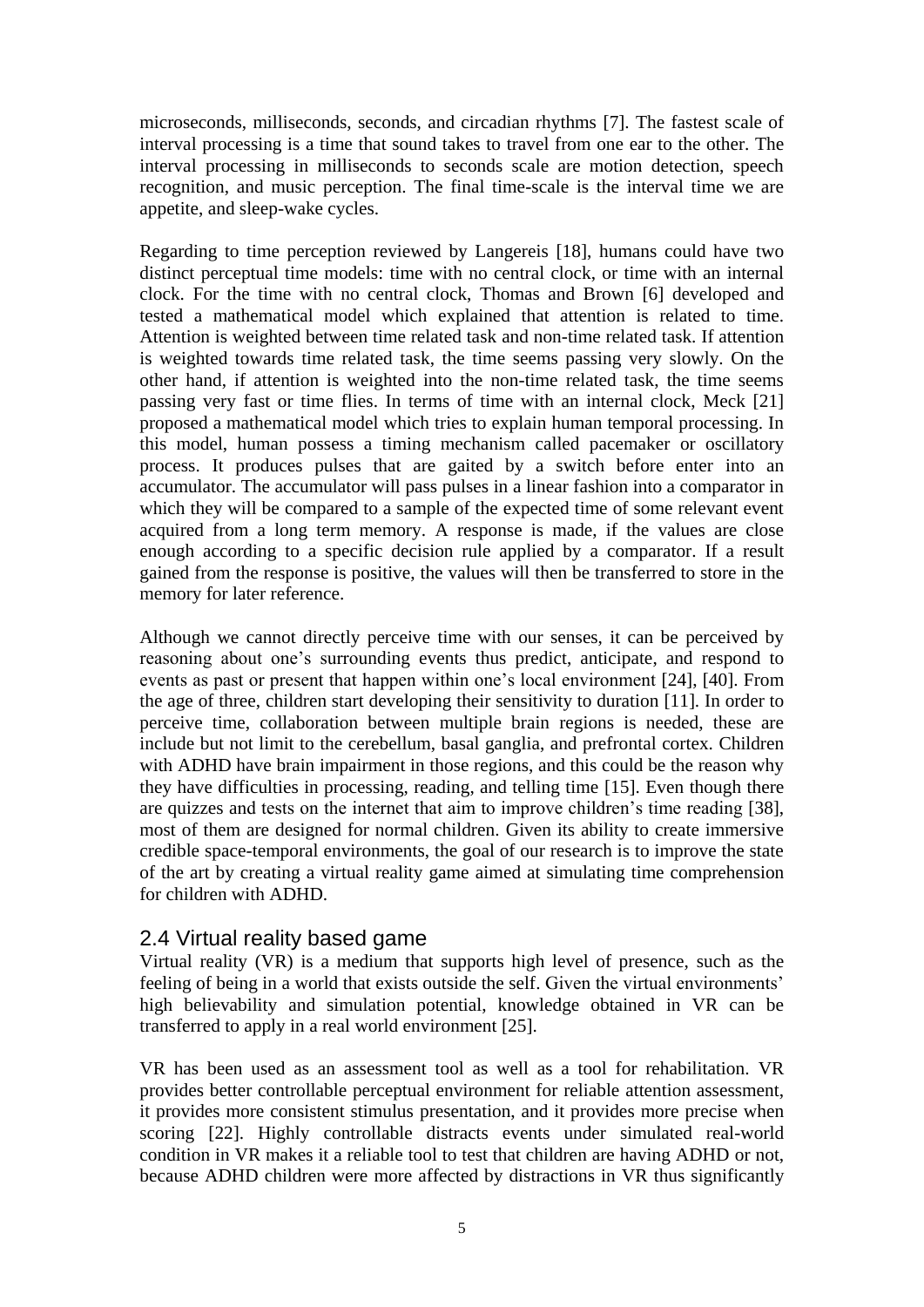microseconds, milliseconds, seconds, and circadian rhythms [7]. The fastest scale of interval processing is a time that sound takes to travel from one ear to the other. The interval processing in milliseconds to seconds scale are motion detection, speech recognition, and music perception. The final time-scale is the interval time we are appetite, and sleep-wake cycles.

Regarding to time perception reviewed by Langereis [18], humans could have two distinct perceptual time models: time with no central clock, or time with an internal clock. For the time with no central clock, Thomas and Brown [6] developed and tested a mathematical model which explained that attention is related to time. Attention is weighted between time related task and non-time related task. If attention is weighted towards time related task, the time seems passing very slowly. On the other hand, if attention is weighted into the non-time related task, the time seems passing very fast or time flies. In terms of time with an internal clock, Meck [21] proposed a mathematical model which tries to explain human temporal processing. In this model, human possess a timing mechanism called pacemaker or oscillatory process. It produces pulses that are gaited by a switch before enter into an accumulator. The accumulator will pass pulses in a linear fashion into a comparator in which they will be compared to a sample of the expected time of some relevant event acquired from a long term memory. A response is made, if the values are close enough according to a specific decision rule applied by a comparator. If a result gained from the response is positive, the values will then be transferred to store in the memory for later reference.

Although we cannot directly perceive time with our senses, it can be perceived by reasoning about one's surrounding events thus predict, anticipate, and respond to events as past or present that happen within one's local environment [24], [40]. From the age of three, children start developing their sensitivity to duration [11]. In order to perceive time, collaboration between multiple brain regions is needed, these are include but not limit to the cerebellum, basal ganglia, and prefrontal cortex. Children with ADHD have brain impairment in those regions, and this could be the reason why they have difficulties in processing, reading, and telling time [15]. Even though there are quizzes and tests on the internet that aim to improve children's time reading [38], most of them are designed for normal children. Given its ability to create immersive credible space-temporal environments, the goal of our research is to improve the state of the art by creating a virtual reality game aimed at simulating time comprehension for children with ADHD.

## 2.4 Virtual reality based game

Virtual reality (VR) is a medium that supports high level of presence, such as the feeling of being in a world that exists outside the self. Given the virtual environments' high believability and simulation potential, knowledge obtained in VR can be transferred to apply in a real world environment [25].

VR has been used as an assessment tool as well as a tool for rehabilitation. VR provides better controllable perceptual environment for reliable attention assessment, it provides more consistent stimulus presentation, and it provides more precise when scoring [22]. Highly controllable distracts events under simulated real-world condition in VR makes it a reliable tool to test that children are having ADHD or not, because ADHD children were more affected by distractions in VR thus significantly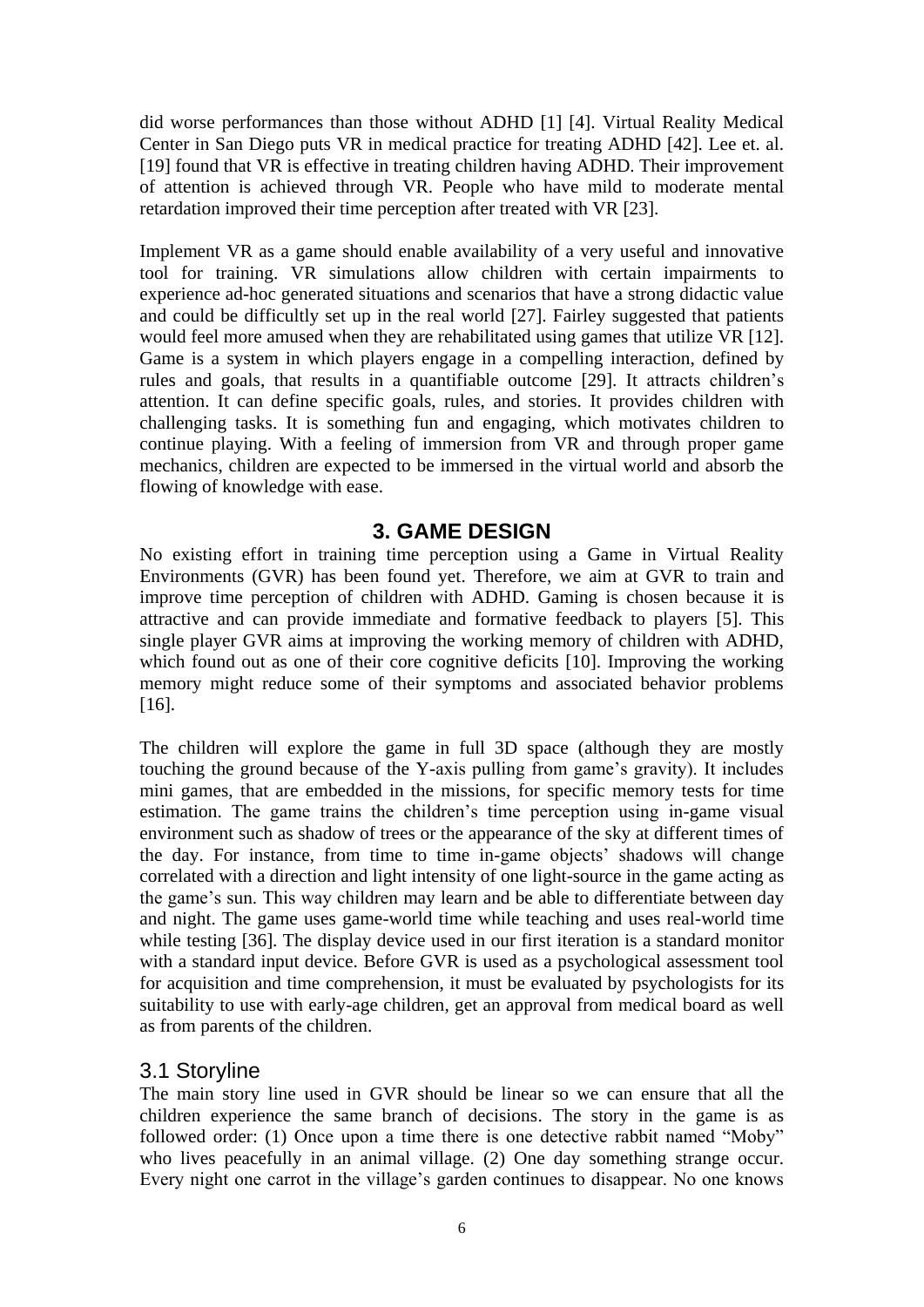did worse performances than those without ADHD [1] [4]. Virtual Reality Medical Center in San Diego puts VR in medical practice for treating ADHD [42]. Lee et. al. [19] found that VR is effective in treating children having ADHD. Their improvement of attention is achieved through VR. People who have mild to moderate mental retardation improved their time perception after treated with VR [23].

Implement VR as a game should enable availability of a very useful and innovative tool for training. VR simulations allow children with certain impairments to experience ad-hoc generated situations and scenarios that have a strong didactic value and could be difficultly set up in the real world [27]. Fairley suggested that patients would feel more amused when they are rehabilitated using games that utilize VR [12]. Game is a system in which players engage in a compelling interaction, defined by rules and goals, that results in a quantifiable outcome [29]. It attracts children's attention. It can define specific goals, rules, and stories. It provides children with challenging tasks. It is something fun and engaging, which motivates children to continue playing. With a feeling of immersion from VR and through proper game mechanics, children are expected to be immersed in the virtual world and absorb the flowing of knowledge with ease.

## 3. GAME DESIGN

No existing effort in training time perception using a Game in Virtual Reality Environments (GVR) has been found yet. Therefore, we aim at GVR to train and improve time perception of children with ADHD. Gaming is chosen because it is attractive and can provide immediate and formative feedback to players [5]. This single player GVR aims at improving the working memory of children with ADHD, which found out as one of their core cognitive deficits [10]. Improving the working memory might reduce some of their symptoms and associated behavior problems [16].

The children will explore the game in full 3D space (although they are mostly touching the ground because of the Y-axis pulling from game's gravity). It includes mini games, that are embedded in the missions, for specific memory tests for time estimation. The game trains the children's time perception using in-game visual environment such as shadow of trees or the appearance of the sky at different times of the day. For instance, from time to time in-game objects' shadows will change correlated with a direction and light intensity of one light-source in the game acting as the game's sun. This way children may learn and be able to differentiate between day and night. The game uses game-world time while teaching and uses real-world time while testing [36]. The display device used in our first iteration is a standard monitor with a standard input device. Before GVR is used as a psychological assessment tool for acquisition and time comprehension, it must be evaluated by psychologists for its suitability to use with early-age children, get an approval from medical board as well as from parents of the children.

### 3.1 Storyline

The main story line used in GVR should be linear so we can ensure that all the children experience the same branch of decisions. The story in the game is as followed order: (1) Once upon a time there is one detective rabbit named "Moby" who lives peacefully in an animal village. (2) One day something strange occur. Every night one carrot in the village's garden continues to disappear. No one knows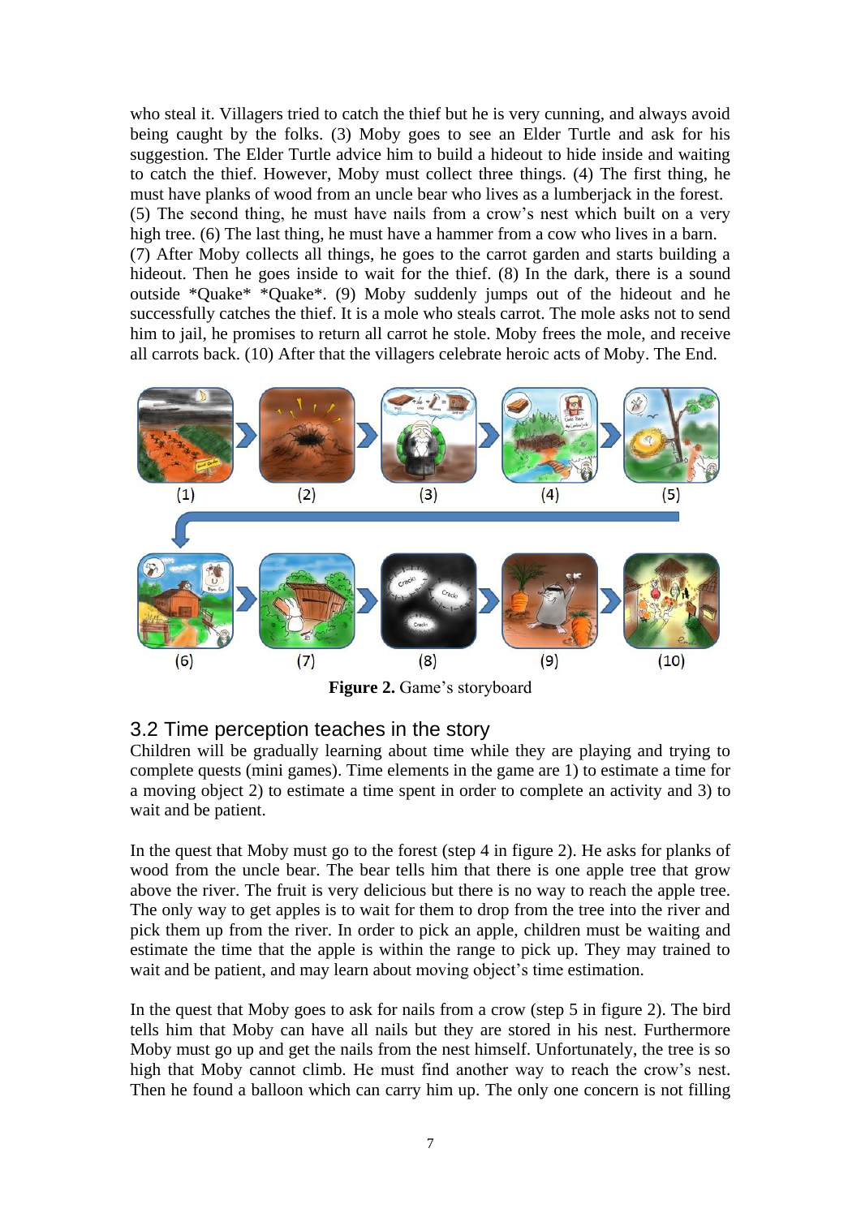who steal it. Villagers tried to catch the thief but he is very cunning, and always avoid being caught by the folks. (3) Moby goes to see an Elder Turtle and ask for his suggestion. The Elder Turtle advice him to build a hideout to hide inside and waiting to catch the thief. However, Moby must collect three things. (4) The first thing, he must have planks of wood from an uncle bear who lives as a lumberjack in the forest. (5) The second thing, he must have nails from a crow's nest which built on a very high tree. (6) The last thing, he must have a hammer from a cow who lives in a barn. (7) After Moby collects all things, he goes to the carrot garden and starts building a hideout. Then he goes inside to wait for the thief. (8) In the dark, there is a sound outside *Quake* *Quake*. (9) Moby suddenly jumps out of the hideout and he successfully catches the thief. It is a mole who steals carrot. The mole asks not to send him to jail, he promises to return all carrot he stole. Moby frees the mole, and receive all carrots back. (10) After that the villagers celebrate heroic acts of Moby. The End.

**Figure 2.** Game's storyboard

## 3.2 Time perception teaches in the story

Children will be gradually learning about time while they are playing and trying to complete quests (mini games). Time elements in the game are 1) to estimate a time for a moving object 2) to estimate a time spent in order to complete an activity and 3) to wait and be patient.

In the quest that Moby must go to the forest (step 4 in figure 2). He asks for planks of wood from the uncle bear. The bear tells him that there is one apple tree that grow above the river. The fruit is very delicious but there is no way to reach the apple tree. The only way to get apples is to wait for them to drop from the tree into the river and pick them up from the river. In order to pick an apple, children must be waiting and estimate the time that the apple is within the range to pick up. They may trained to wait and be patient, and may learn about moving object's time estimation.

In the quest that Moby goes to ask for nails from a crow (step 5 in figure 2). The bird tells him that Moby can have all nails but they are stored in his nest. Furthermore Moby must go up and get the nails from the nest himself. Unfortunately, the tree is so high that Moby cannot climb. He must find another way to reach the crow's nest. Then he found a balloon which can carry him up. The only one concern is not filling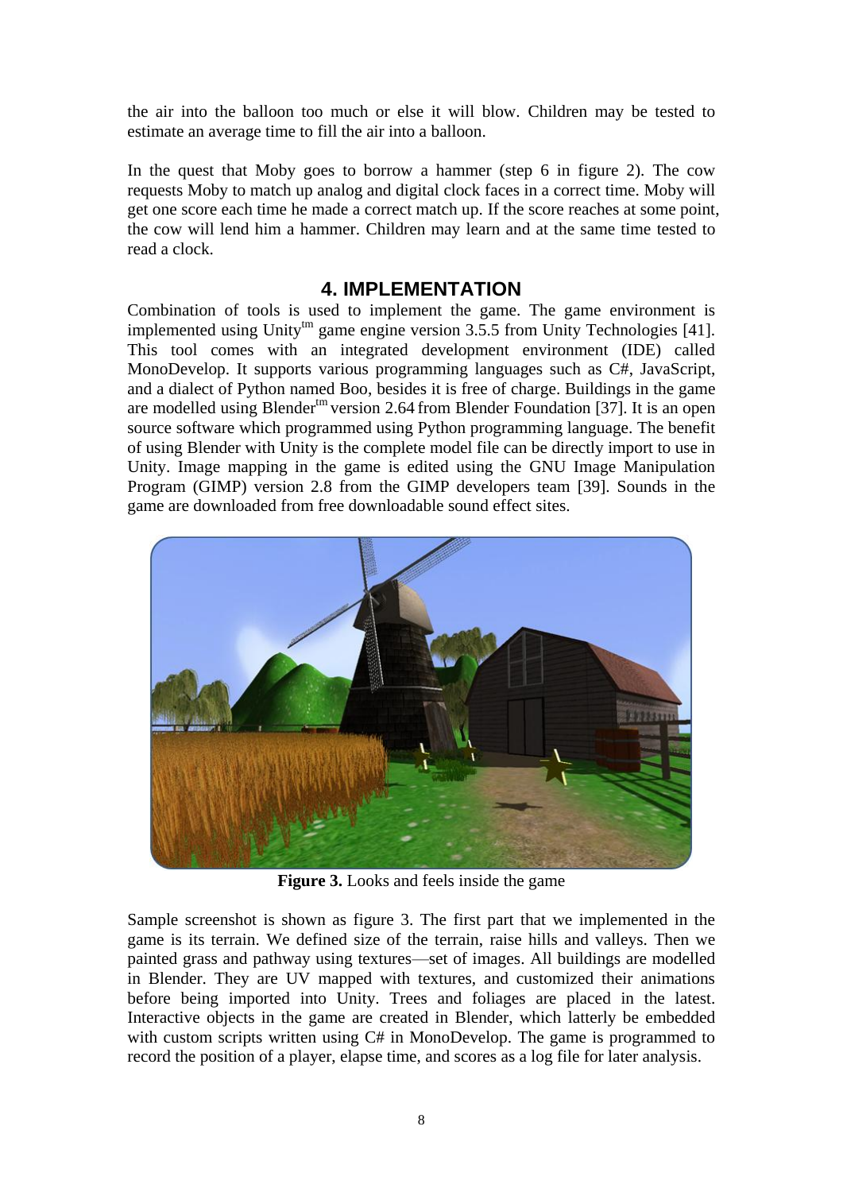the air into the balloon too much or else it will blow. Children may be tested to estimate an average time to fill the air into a balloon.

In the quest that Moby goes to borrow a hammer (step 6 in figure 2). The cow requests Moby to match up analog and digital clock faces in a correct time. Moby will get one score each time he made a correct match up. If the score reaches at some point, the cow will lend him a hammer. Children may learn and at the same time tested to read a clock.

## 4. IMPLEMENTATION

Combination of tools is used to implement the game. The game environment is implemented using Unity[tm] game engine version 3.5.5 from Unity Technologies [41]. This tool comes with an integrated development environment (IDE) called MonoDevelop. It supports various programming languages such as C#, JavaScript, and a dialect of Python named Boo, besides it is free of charge. Buildings in the game are modelled using Blender[tm] version 2.64 from Blender Foundation [37]. It is an open source software which programmed using Python programming language. The benefit of using Blender with Unity is the complete model file can be directly import to use in Unity. Image mapping in the game is edited using the GNU Image Manipulation Program (GIMP) version 2.8 from the GIMP developers team [39]. Sounds in the game are downloaded from free downloadable sound effect sites.

**Figure 3.** Looks and feels inside the game

Sample screenshot is shown as figure 3. The first part that we implemented in the game is its terrain. We defined size of the terrain, raise hills and valleys. Then we painted grass and pathway using textures—set of images. All buildings are modelled in Blender. They are UV mapped with textures, and customized their animations before being imported into Unity. Trees and foliages are placed in the latest. Interactive objects in the game are created in Blender, which latterly be embedded with custom scripts written using C# in MonoDevelop. The game is programmed to record the position of a player, elapse time, and scores as a log file for later analysis.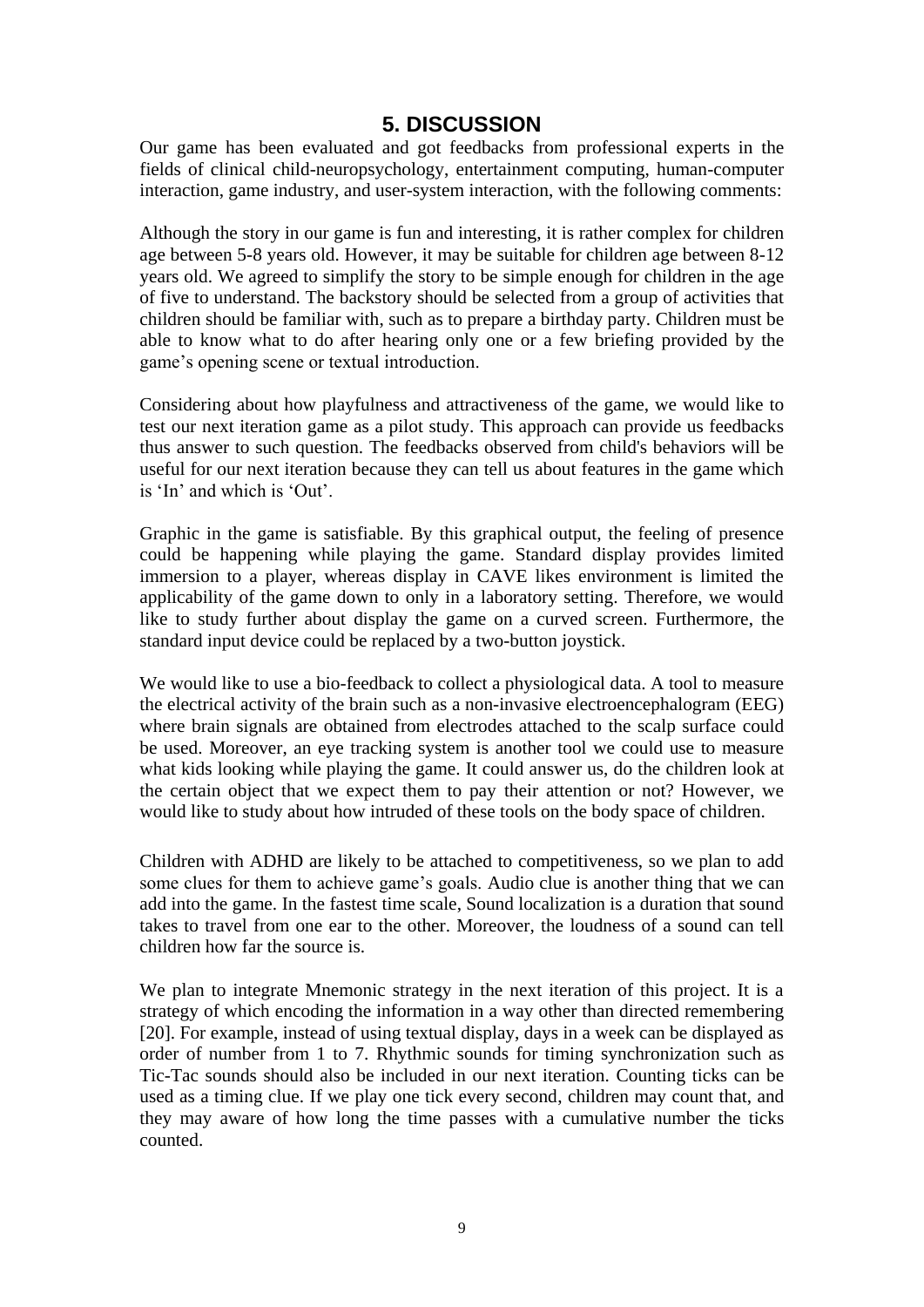## 5. DISCUSSION

Our game has been evaluated and got feedbacks from professional experts in the fields of clinical child-neuropsychology, entertainment computing, human-computer interaction, game industry, and user-system interaction, with the following comments:

Although the story in our game is fun and interesting, it is rather complex for children age between 5-8 years old. However, it may be suitable for children age between 8-12 years old. We agreed to simplify the story to be simple enough for children in the age of five to understand. The backstory should be selected from a group of activities that children should be familiar with, such as to prepare a birthday party. Children must be able to know what to do after hearing only one or a few briefing provided by the game's opening scene or textual introduction.

Considering about how playfulness and attractiveness of the game, we would like to test our next iteration game as a pilot study. This approach can provide us feedbacks thus answer to such question. The feedbacks observed from child's behaviors will be useful for our next iteration because they can tell us about features in the game which is 'In' and which is 'Out'.

Graphic in the game is satisfiable. By this graphical output, the feeling of presence could be happening while playing the game. Standard display provides limited immersion to a player, whereas display in CAVE likes environment is limited the applicability of the game down to only in a laboratory setting. Therefore, we would like to study further about display the game on a curved screen. Furthermore, the standard input device could be replaced by a two-button joystick.

We would like to use a bio-feedback to collect a physiological data. A tool to measure the electrical activity of the brain such as a non-invasive electroencephalogram (EEG) where brain signals are obtained from electrodes attached to the scalp surface could be used. Moreover, an eye tracking system is another tool we could use to measure what kids looking while playing the game. It could answer us, do the children look at the certain object that we expect them to pay their attention or not? However, we would like to study about how intruded of these tools on the body space of children.

Children with ADHD are likely to be attached to competitiveness, so we plan to add some clues for them to achieve game's goals. Audio clue is another thing that we can add into the game. In the fastest time scale, Sound localization is a duration that sound takes to travel from one ear to the other. Moreover, the loudness of a sound can tell children how far the source is.

We plan to integrate Mnemonic strategy in the next iteration of this project. It is a strategy of which encoding the information in a way other than directed remembering [20]. For example, instead of using textual display, days in a week can be displayed as order of number from 1 to 7. Rhythmic sounds for timing synchronization such as Tic-Tac sounds should also be included in our next iteration. Counting ticks can be used as a timing clue. If we play one tick every second, children may count that, and they may aware of how long the time passes with a cumulative number the ticks counted.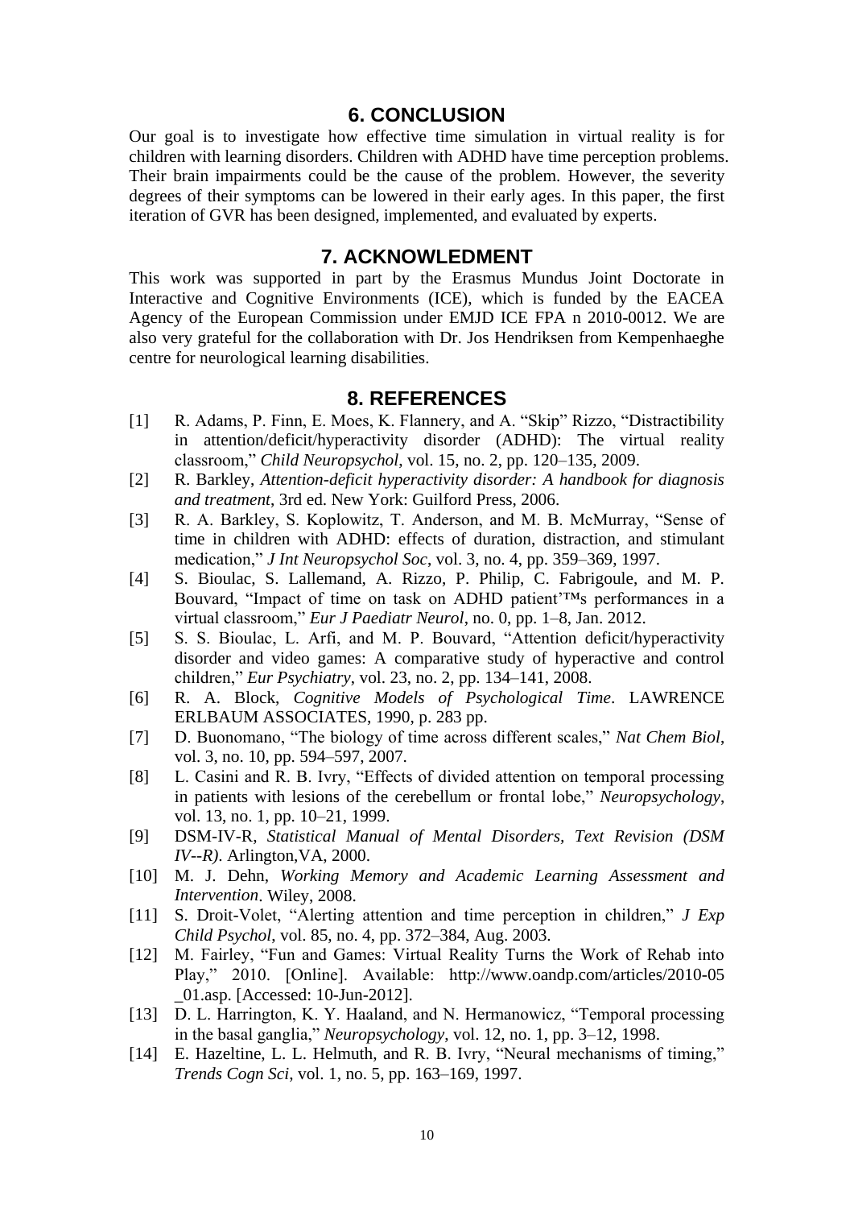## 6. CONCLUSION

Our goal is to investigate how effective time simulation in virtual reality is for children with learning disorders. Children with ADHD have time perception problems. Their brain impairments could be the cause of the problem. However, the severity degrees of their symptoms can be lowered in their early ages. In this paper, the first iteration of GVR has been designed, implemented, and evaluated by experts.

## 7. ACKNOWLEDGMENT

This work was supported in part by the Erasmus Mundus Joint Doctorate in Interactive and Cognitive Environments (ICE), which is funded by the EACEA Agency of the European Commission under EMJD ICE FPA n 2010-0012. We are also very grateful for the collaboration with Dr. Jos Hendriksen from Kempenhaeghe centre for neurological learning disabilities.

## 8. REFERENCES

[1] R. Adams, P. Finn, E. Moes, K. Flannery, and A. "Skip" Rizzo, "Distractibility in attention/deficit/hyperactivity disorder (ADHD): The virtual reality classroom," *Child Neuropsychol*, vol. 15, no. 2, pp. 120–135, 2009.

[2] R. Barkley, *Attention-deficit hyperactivity disorder: A handbook for diagnosis and treatment*, 3rd ed. New York: Guilford Press, 2006.

[3] R. A. Barkley, S. Koplowitz, T. Anderson, and M. B. McMurray, "Sense of time in children with ADHD: effects of duration, distraction, and stimulant medication," *J Int Neuropsychol Soc*, vol. 3, no. 4, pp. 359–369, 1997.

[4] S. Bioulac, S. Lallemand, A. Rizzo, P. Philip, C. Fabrigoule, and M. P. Bouvard, "Impact of time on task on ADHD patient'™s performances in a virtual classroom," *Eur J Paediatr Neurol*, no. 0, pp. 1–8, Jan. 2012.

[5] S. S. Bioulac, L. Arfi, and M. P. Bouvard, "Attention deficit/hyperactivity disorder and video games: A comparative study of hyperactive and control children," *Eur Psychiatry*, vol. 23, no. 2, pp. 134–141, 2008.

[6] R. A. Block, *Cognitive Models of Psychological Time*. LAWRENCE ERLBAUM ASSOCIATES, 1990, p. 283 pp.

[7] D. Buonomano, "The biology of time across different scales," *Nat Chem Biol*, vol. 3, no. 10, pp. 594–597, 2007.

[8] L. Casini and R. B. Ivry, "Effects of divided attention on temporal processing in patients with lesions of the cerebellum or frontal lobe," *Neuropsychology*, vol. 13, no. 1, pp. 10–21, 1999.

[9] DSM-IV-R, *Statistical Manual of Mental Disorders, Text Revision (DSM IV--R)*. Arlington,VA, 2000.

[10] M. J. Dehn, *Working Memory and Academic Learning Assessment and Intervention*. Wiley, 2008.

[11] S. Droit-Volet, "Alerting attention and time perception in children," *J Exp Child Psychol*, vol. 85, no. 4, pp. 372–384, Aug. 2003.

[12] M. Fairley, "Fun and Games: Virtual Reality Turns the Work of Rehab into Play," 2010. [Online]. Available: http://www.oandp.com/articles/2010-05_01.asp. [Accessed: 10-Jun-2012].

[13] D. L. Harrington, K. Y. Haaland, and N. Hermanowicz, "Temporal processing in the basal ganglia," *Neuropsychology*, vol. 12, no. 1, pp. 3–12, 1998.

[14] E. Hazeltine, L. L. Helmuth, and R. B. Ivry, "Neural mechanisms of timing," *Trends Cogn Sci*, vol. 1, no. 5, pp. 163–169, 1997.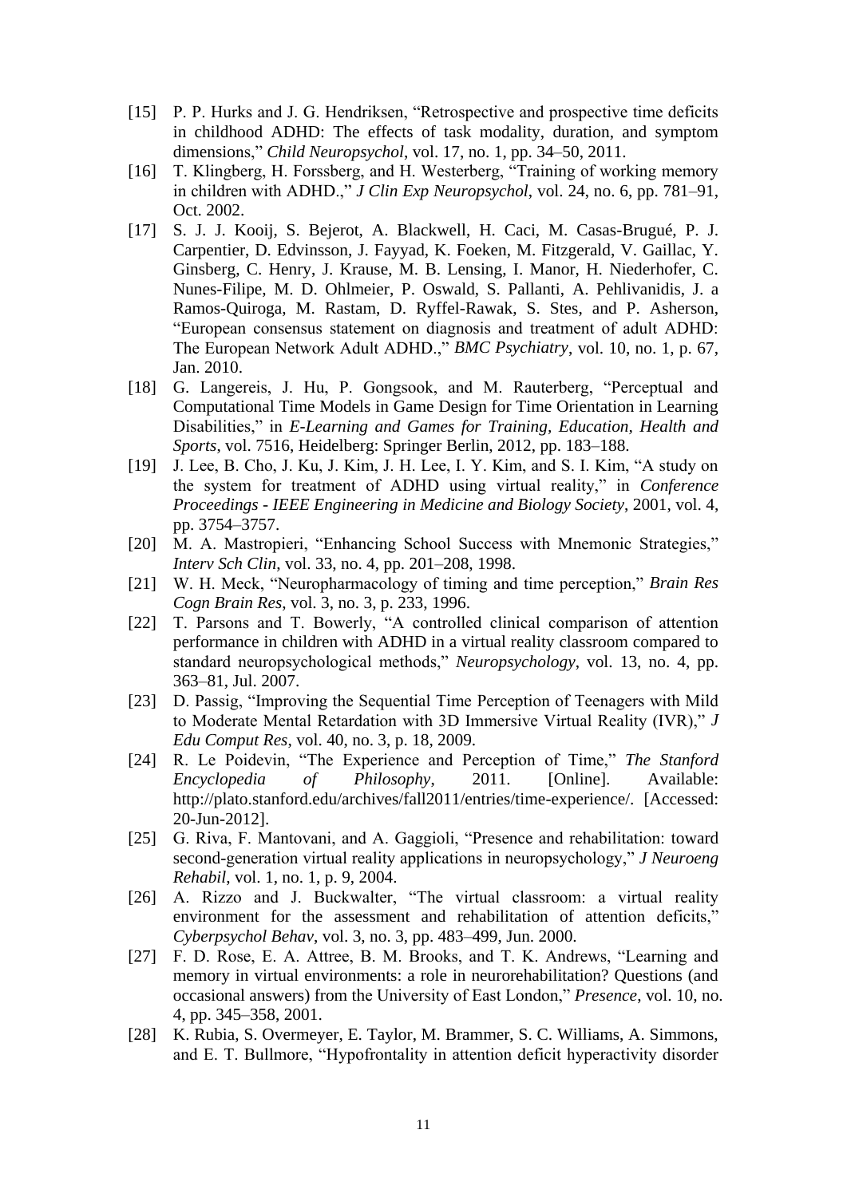[15] P. P. Hurks and J. G. Hendriksen, "Retrospective and prospective time deficits in childhood ADHD: The effects of task modality, duration, and symptom dimensions," *Child Neuropsychol*, vol. 17, no. 1, pp. 34–50, 2011.

[16] T. Klingberg, H. Forssberg, and H. Westerberg, "Training of working memory in children with ADHD.," *J Clin Exp Neuropsychol*, vol. 24, no. 6, pp. 781–91, Oct. 2002.

[17] S. J. J. Kooij, S. Bejerot, A. Blackwell, H. Caci, M. Casas-Brugué, P. J. Carpentier, D. Edvinsson, J. Fayyad, K. Foeken, M. Fitzgerald, V. Gaillac, Y. Ginsberg, C. Henry, J. Krause, M. B. Lensing, I. Manor, H. Niederhofer, C. Nunes-Filipe, M. D. Ohlmeier, P. Oswald, S. Pallanti, A. Pehlivanidis, J. a Ramos-Quiroga, M. Rastam, D. Ryffel-Rawak, S. Stes, and P. Asherson, "European consensus statement on diagnosis and treatment of adult ADHD: The European Network Adult ADHD.," *BMC Psychiatry*, vol. 10, no. 1, p. 67, Jan. 2010.

[18] G. Langereis, J. Hu, P. Gongsook, and M. Rauterberg, "Perceptual and Computational Time Models in Game Design for Time Orientation in Learning Disabilities," in *E-Learning and Games for Training, Education, Health and Sports*, vol. 7516, Heidelberg: Springer Berlin, 2012, pp. 183–188.

[19] J. Lee, B. Cho, J. Ku, J. Kim, J. H. Lee, I. Y. Kim, and S. I. Kim, "A study on the system for treatment of ADHD using virtual reality," in *Conference Proceedings - IEEE Engineering in Medicine and Biology Society*, 2001, vol. 4, pp. 3754–3757.

[20] M. A. Mastropieri, "Enhancing School Success with Mnemonic Strategies," *Interv Sch Clin*, vol. 33, no. 4, pp. 201–208, 1998.

[21] W. H. Meck, "Neuropharmacology of timing and time perception," *Brain Res Cogn Brain Res*, vol. 3, no. 3, p. 233, 1996.

[22] T. Parsons and T. Bowerly, "A controlled clinical comparison of attention performance in children with ADHD in a virtual reality classroom compared to standard neuropsychological methods," *Neuropsychology*, vol. 13, no. 4, pp. 363–81, Jul. 2007.

[23] D. Passig, "Improving the Sequential Time Perception of Teenagers with Mild to Moderate Mental Retardation with 3D Immersive Virtual Reality (IVR)," *J Edu Comput Res*, vol. 40, no. 3, p. 18, 2009.

[24] R. Le Poidevin, "The Experience and Perception of Time," *The Stanford Encyclopedia of Philosophy*, 2011. [Online]. Available: http://plato.stanford.edu/archives/fall2011/entries/time-experience/. [Accessed: 20-Jun-2012].

[25] G. Riva, F. Mantovani, and A. Gaggioli, "Presence and rehabilitation: toward second-generation virtual reality applications in neuropsychology," *J Neuroeng Rehabil*, vol. 1, no. 1, p. 9, 2004.

[26] A. Rizzo and J. Buckwalter, "The virtual classroom: a virtual reality environment for the assessment and rehabilitation of attention deficits," *Cyberpsychol Behav*, vol. 3, no. 3, pp. 483–499, Jun. 2000.

[27] F. D. Rose, E. A. Attree, B. M. Brooks, and T. K. Andrews, "Learning and memory in virtual environments: a role in neurorehabilitation? Questions (and occasional answers) from the University of East London," *Presence*, vol. 10, no. 4, pp. 345–358, 2001.

[28] K. Rubia, S. Overmeyer, E. Taylor, M. Brammer, S. C. Williams, A. Simmons, and E. T. Bullmore, "Hypofrontality in attention deficit hyperactivity disorder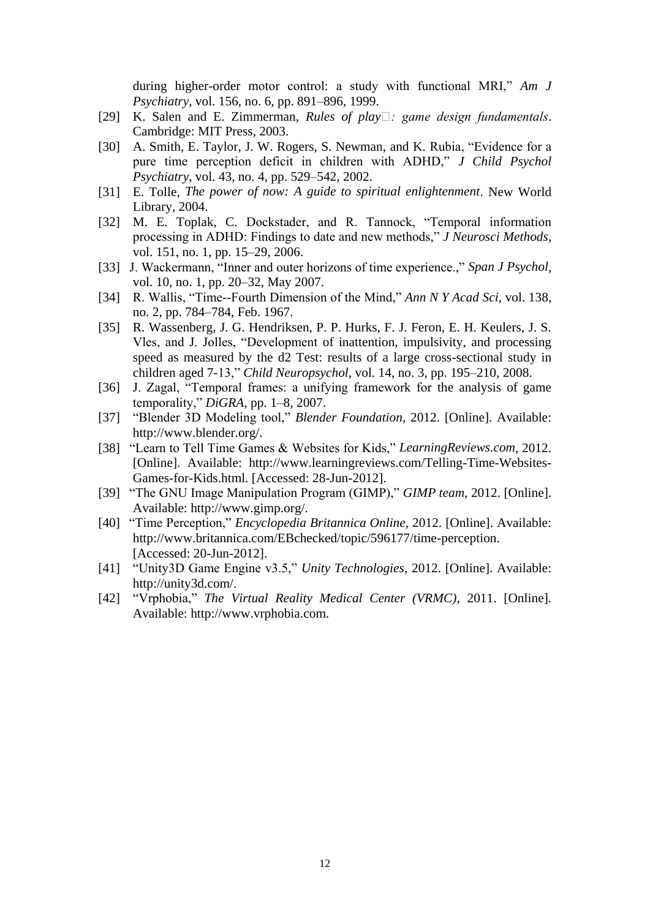during higher-order motor control: a study with functional MRI," *Am J Psychiatry*, vol. 156, no. 6, pp. 891–896, 1999.

[29] K. Salen and E. Zimmerman, *Rules of play□: game design fundamentals*. Cambridge: MIT Press, 2003.

[30] A. Smith, E. Taylor, J. W. Rogers, S. Newman, and K. Rubia, "Evidence for a pure time perception deficit in children with ADHD," *J Child Psychol Psychiatry*, vol. 43, no. 4, pp. 529–542, 2002.

[31] E. Tolle, *The power of now: A guide to spiritual enlightenment*. New World Library, 2004.

[32] M. E. Toplak, C. Dockstader, and R. Tannock, "Temporal information processing in ADHD: Findings to date and new methods," *J Neurosci Methods*, vol. 151, no. 1, pp. 15–29, 2006.

[33] J. Wackermann, "Inner and outer horizons of time experience.," *Span J Psychol*, vol. 10, no. 1, pp. 20–32, May 2007.

[34] R. Wallis, "Time--Fourth Dimension of the Mind," *Ann N Y Acad Sci*, vol. 138, no. 2, pp. 784–784, Feb. 1967.

[35] R. Wassenberg, J. G. Hendriksen, P. P. Hurks, F. J. Feron, E. H. Keulers, J. S. Vles, and J. Jolles, "Development of inattention, impulsivity, and processing speed as measured by the d2 Test: results of a large cross-sectional study in children aged 7-13," *Child Neuropsychol*, vol. 14, no. 3, pp. 195–210, 2008.

[36] J. Zagal, "Temporal frames: a unifying framework for the analysis of game temporality," *DiGRA*, pp. 1–8, 2007.

[37] "Blender 3D Modeling tool," *Blender Foundation*, 2012. [Online]. Available: http://www.blender.org/.

[38] "Learn to Tell Time Games & Websites for Kids," *LearningReviews.com*, 2012. [Online]. Available: http://www.learningreviews.com/Telling-Time-Websites-Games-for-Kids.html. [Accessed: 28-Jun-2012].

[39] "The GNU Image Manipulation Program (GIMP)," *GIMP team*, 2012. [Online]. Available: http://www.gimp.org/.

[40] "Time Perception," *Encyclopedia Britannica Online*, 2012. [Online]. Available: http://www.britannica.com/EBchecked/topic/596177/time-perception. [Accessed: 20-Jun-2012].

[41] "Unity3D Game Engine v3.5," *Unity Technologies*, 2012. [Online]. Available: http://unity3d.com/.

[42] "Vrphobia," *The Virtual Reality Medical Center (VRMC)*, 2011. [Online]. Available: http://www.vrphobia.com.